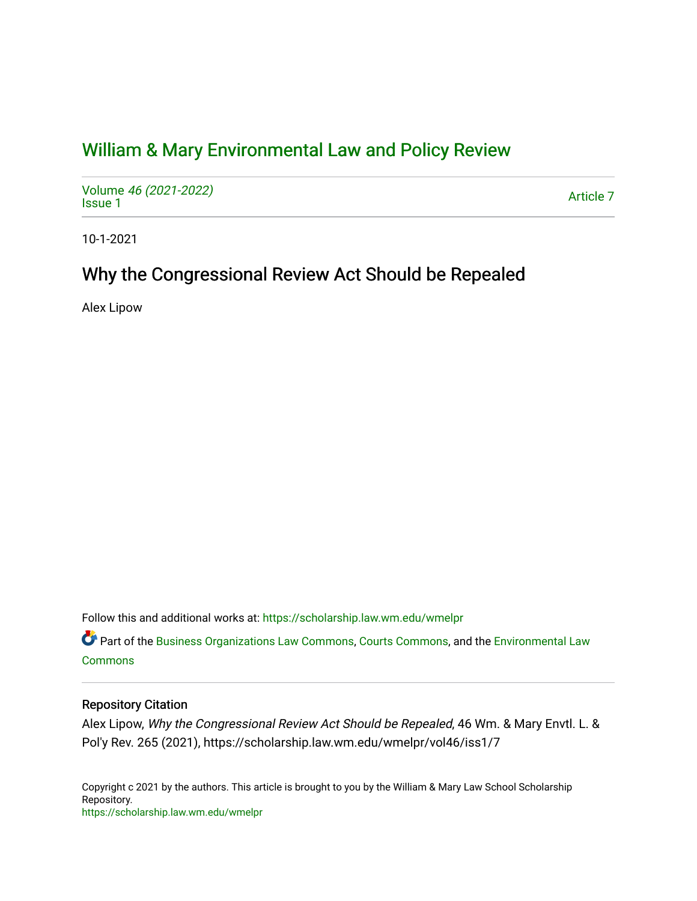# William & Mary Environmental Law and Policy Review

Volume *46 (2021-2022)*
Issue 1

Article 7

10-1-2021

## Why the Congressional Review Act Should be Repealed

Alex Lipow

Follow this and additional works at: https://scholarship.law.wm.edu/wmelpr

Part of the Business Organizations Law Commons, Courts Commons, and the Environmental Law Commons

### Repository Citation

Alex Lipow, *Why the Congressional Review Act Should be Repealed*, 46 Wm. & Mary Envtl. L. & Pol'y Rev. 265 (2021), https://scholarship.law.wm.edu/wmelpr/vol46/iss1/7

Copyright c 2021 by the authors. This article is brought to you by the William & Mary Law School Scholarship Repository.
https://scholarship.law.wm.edu/wmelpr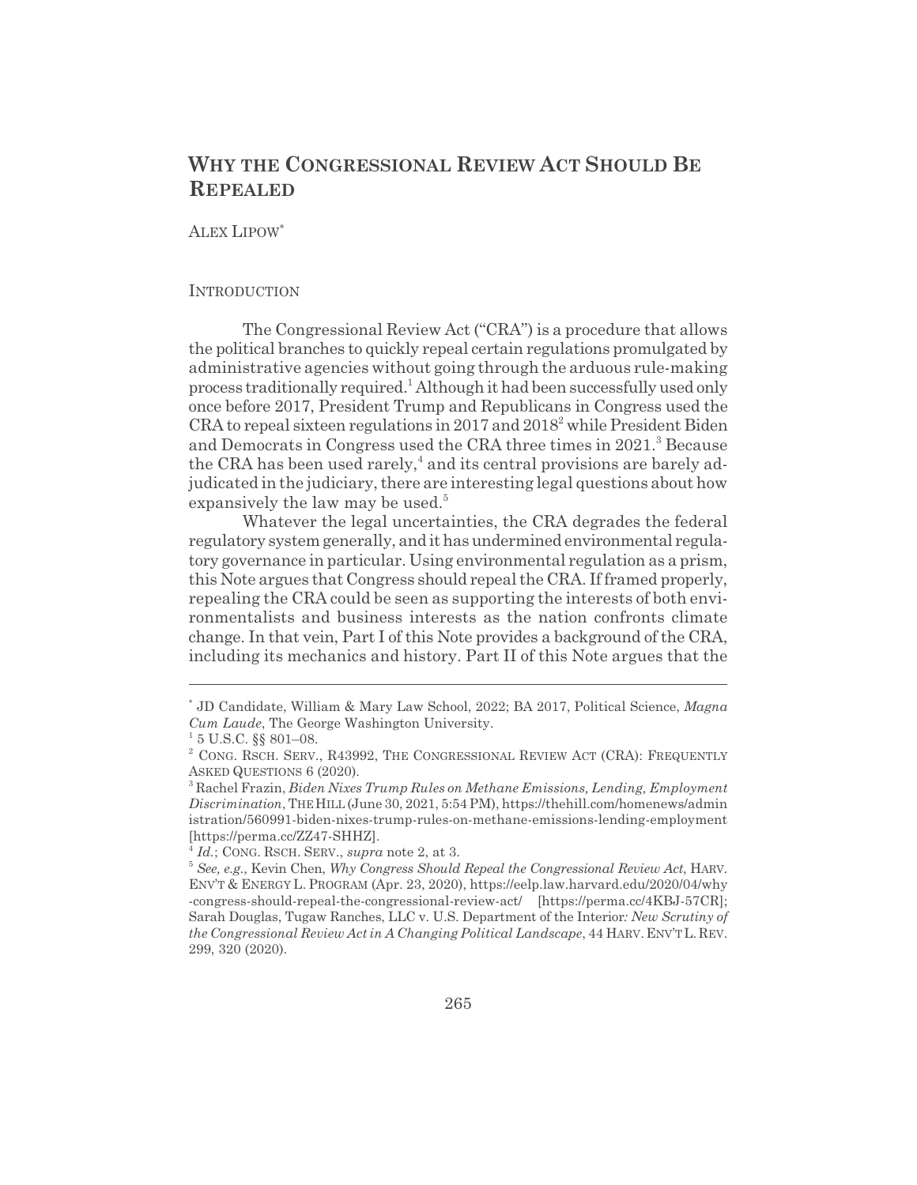# WHY THE CONGRESSIONAL REVIEW ACT SHOULD BE REPEALED

ALEX LIPOW*

INTRODUCTION

The Congressional Review Act ("CRA") is a procedure that allows the political branches to quickly repeal certain regulations promulgated by administrative agencies without going through the arduous rule-making process traditionally required.[1] Although it had been successfully used only once before 2017, President Trump and Republicans in Congress used the CRA to repeal sixteen regulations in 2017 and 2018[2] while President Biden and Democrats in Congress used the CRA three times in 2021.[3] Because the CRA has been used rarely,[4] and its central provisions are barely adjudicated in the judiciary, there are interesting legal questions about how expansively the law may be used.[5]

Whatever the legal uncertainties, the CRA degrades the federal regulatory system generally, and it has undermined environmental regulatory governance in particular. Using environmental regulation as a prism, this Note argues that Congress should repeal the CRA. If framed properly, repealing the CRA could be seen as supporting the interests of both environmentalists and business interests as the nation confronts climate change. In that vein, Part I of this Note provides a background of the CRA, including its mechanics and history. Part II of this Note argues that the

---

\* JD Candidate, William & Mary Law School, 2022; BA 2017, Political Science, *Magna Cum Laude*, The George Washington University.

[1] 5 U.S.C. §§ 801–08.

[2] CONG. RSCH. SERV., R43992, THE CONGRESSIONAL REVIEW ACT (CRA): FREQUENTLY ASKED QUESTIONS 6 (2020).

[3] Rachel Frazin, *Biden Nixes Trump Rules on Methane Emissions, Lending, Employment Discrimination*, THE HILL (June 30, 2021, 5:54 PM), https://thehill.com/homenews/administration/560991-biden-nixes-trump-rules-on-methane-emissions-lending-employment [https://perma.cc/ZZ47-SHHZ].

[4] *Id.*; CONG. RSCH. SERV., *supra* note 2, at 3.

[5] *See, e.g.*, Kevin Chen, *Why Congress Should Repeal the Congressional Review Act*, HARV. ENV'T & ENERGY L. PROGRAM (Apr. 23, 2020), https://eelp.law.harvard.edu/2020/04/why-congress-should-repeal-the-congressional-review-act/ [https://perma.cc/4KBJ-57CR]; Sarah Douglas, Tugaw Ranches, LLC v. U.S. Department of the Interior*: New Scrutiny of the Congressional Review Act in A Changing Political Landscape*, 44 HARV. ENV'T L. REV. 299, 320 (2020).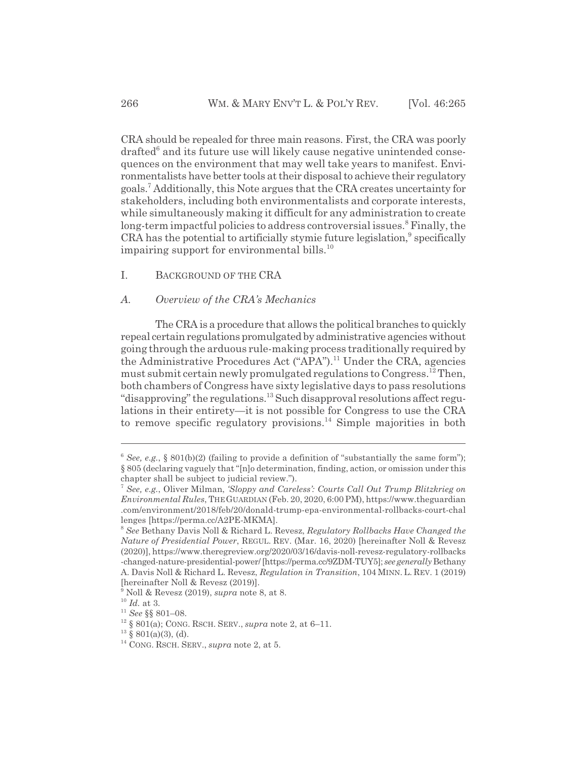CRA should be repealed for three main reasons. First, the CRA was poorly drafted[6] and its future use will likely cause negative unintended consequences on the environment that may well take years to manifest. Environmentalists have better tools at their disposal to achieve their regulatory goals.[7] Additionally, this Note argues that the CRA creates uncertainty for stakeholders, including both environmentalists and corporate interests, while simultaneously making it difficult for any administration to create long-term impactful policies to address controversial issues.[8] Finally, the CRA has the potential to artificially stymie future legislation,[9] specifically impairing support for environmental bills.[10]

## I. Background of the CRA

### *A. Overview of the CRA's Mechanics*

The CRA is a procedure that allows the political branches to quickly repeal certain regulations promulgated by administrative agencies without going through the arduous rule-making process traditionally required by the Administrative Procedures Act ("APA").[11] Under the CRA, agencies must submit certain newly promulgated regulations to Congress.[12] Then, both chambers of Congress have sixty legislative days to pass resolutions "disapproving" the regulations.[13] Such disapproval resolutions affect regulations in their entirety—it is not possible for Congress to use the CRA to remove specific regulatory provisions.[14] Simple majorities in both

---

[6] *See, e.g.*, § 801(b)(2) (failing to provide a definition of "substantially the same form"); § 805 (declaring vaguely that "[n]o determination, finding, action, or omission under this chapter shall be subject to judicial review.").

[7] *See, e.g.*, Oliver Milman, *'Sloppy and Careless': Courts Call Out Trump Blitzkrieg on Environmental Rules*, THE GUARDIAN (Feb. 20, 2020, 6:00 PM), https://www.theguardian.com/environment/2018/feb/20/donald-trump-epa-environmental-rollbacks-court-challenges [https://perma.cc/A2PE-MKMA].

[8] *See* Bethany Davis Noll & Richard L. Revesz, *Regulatory Rollbacks Have Changed the Nature of Presidential Power*, REGUL. REV. (Mar. 16, 2020) [hereinafter Noll & Revesz (2020)], https://www.theregreview.org/2020/03/16/davis-noll-revesz-regulatory-rollbacks-changed-nature-presidential-power/ [https://perma.cc/9ZDM-TUY5]; *see generally* Bethany A. Davis Noll & Richard L. Revesz, *Regulation in Transition*, 104 MINN. L. REV. 1 (2019) [hereinafter Noll & Revesz (2019)].

[9] Noll & Revesz (2019), *supra* note 8, at 8.

[10] *Id.* at 3.

[11] *See* §§ 801–08.

[12] § 801(a); CONG. RSCH. SERV., *supra* note 2, at 6–11.

[13] § 801(a)(3), (d).

[14] CONG. RSCH. SERV., *supra* note 2, at 5.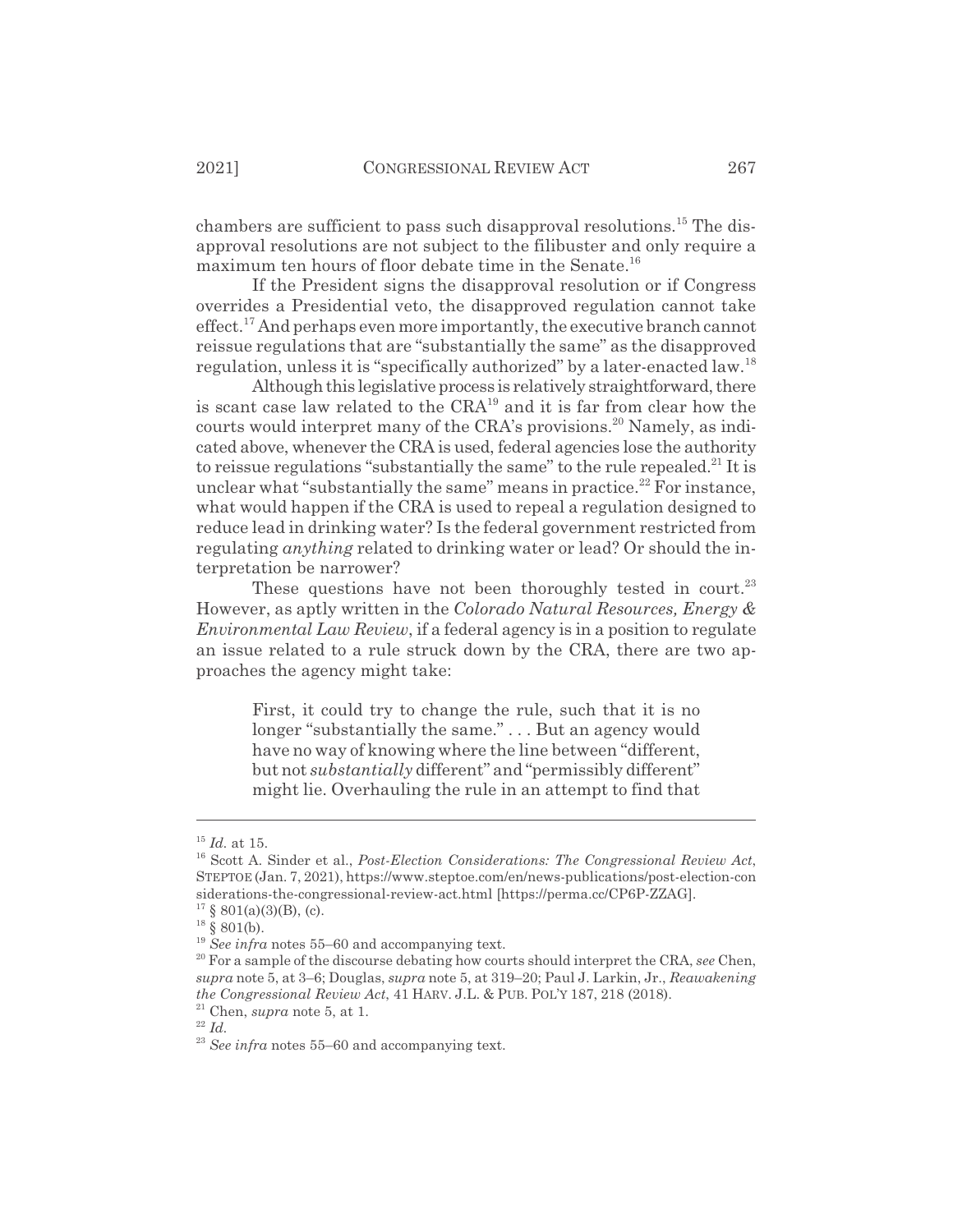chambers are sufficient to pass such disapproval resolutions.[15] The disapproval resolutions are not subject to the filibuster and only require a maximum ten hours of floor debate time in the Senate.[16]

If the President signs the disapproval resolution or if Congress overrides a Presidential veto, the disapproved regulation cannot take effect.[17] And perhaps even more importantly, the executive branch cannot reissue regulations that are "substantially the same" as the disapproved regulation, unless it is "specifically authorized" by a later-enacted law.[18]

Although this legislative process is relatively straightforward, there is scant case law related to the CRA[19] and it is far from clear how the courts would interpret many of the CRA's provisions.[20] Namely, as indicated above, whenever the CRA is used, federal agencies lose the authority to reissue regulations "substantially the same" to the rule repealed.[21] It is unclear what "substantially the same" means in practice.[22] For instance, what would happen if the CRA is used to repeal a regulation designed to reduce lead in drinking water? Is the federal government restricted from regulating *anything* related to drinking water or lead? Or should the interpretation be narrower?

These questions have not been thoroughly tested in court.[23] However, as aptly written in the *Colorado Natural Resources, Energy & Environmental Law Review*, if a federal agency is in a position to regulate an issue related to a rule struck down by the CRA, there are two approaches the agency might take:

> First, it could try to change the rule, such that it is no longer "substantially the same." . . . But an agency would have no way of knowing where the line between "different, but not *substantially* different" and "permissibly different" might lie. Overhauling the rule in an attempt to find that

---

[15] *Id.* at 15.

[16] Scott A. Sinder et al., *Post-Election Considerations: The Congressional Review Act*, STEPTOE (Jan. 7, 2021), https://www.steptoe.com/en/news-publications/post-election-considerations-the-congressional-review-act.html [https://perma.cc/CP6P-ZZAG].

[17] § 801(a)(3)(B), (c).

[18] § 801(b).

[19] *See infra* notes 55–60 and accompanying text.

[20] For a sample of the discourse debating how courts should interpret the CRA, *see* Chen, *supra* note 5, at 3–6; Douglas, *supra* note 5, at 319–20; Paul J. Larkin, Jr., *Reawakening the Congressional Review Act*, 41 HARV. J.L. & PUB. POL'Y 187, 218 (2018).

[21] Chen, *supra* note 5, at 1.

[22] *Id.*

[23] *See infra* notes 55–60 and accompanying text.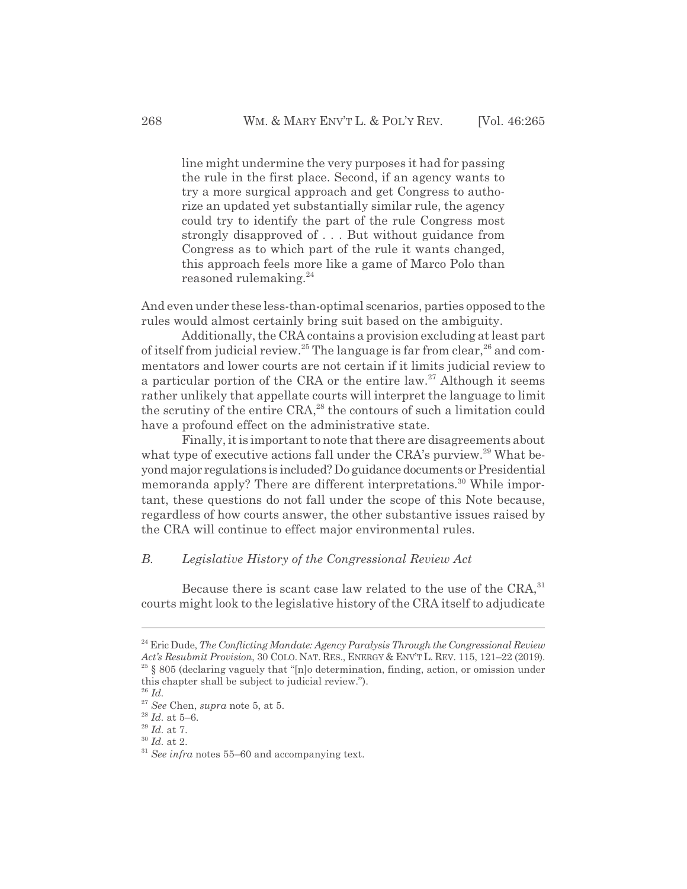> line might undermine the very purposes it had for passing the rule in the first place. Second, if an agency wants to try a more surgical approach and get Congress to authorize an updated yet substantially similar rule, the agency could try to identify the part of the rule Congress most strongly disapproved of . . . But without guidance from Congress as to which part of the rule it wants changed, this approach feels more like a game of Marco Polo than reasoned rulemaking.[24]

And even under these less-than-optimal scenarios, parties opposed to the rules would almost certainly bring suit based on the ambiguity.

Additionally, the CRA contains a provision excluding at least part of itself from judicial review.[25] The language is far from clear,[26] and commentators and lower courts are not certain if it limits judicial review to a particular portion of the CRA or the entire law.[27] Although it seems rather unlikely that appellate courts will interpret the language to limit the scrutiny of the entire CRA,[28] the contours of such a limitation could have a profound effect on the administrative state.

Finally, it is important to note that there are disagreements about what type of executive actions fall under the CRA's purview.[29] What beyond major regulations is included? Do guidance documents or Presidential memoranda apply? There are different interpretations.[30] While important, these questions do not fall under the scope of this Note because, regardless of how courts answer, the other substantive issues raised by the CRA will continue to effect major environmental rules.

### *B. Legislative History of the Congressional Review Act*

Because there is scant case law related to the use of the CRA,[31] courts might look to the legislative history of the CRA itself to adjudicate

---

[24] Eric Dude, *The Conflicting Mandate: Agency Paralysis Through the Congressional Review Act's Resubmit Provision*, 30 COLO. NAT. RES., ENERGY & ENV'T L. REV. 115, 121–22 (2019).

[25] § 805 (declaring vaguely that "[n]o determination, finding, action, or omission under this chapter shall be subject to judicial review.").

[26] *Id.*

[27] *See* Chen, *supra* note 5, at 5.

[28] *Id.* at 5–6.

[29] *Id.* at 7.

[30] *Id.* at 2.

[31] *See infra* notes 55–60 and accompanying text.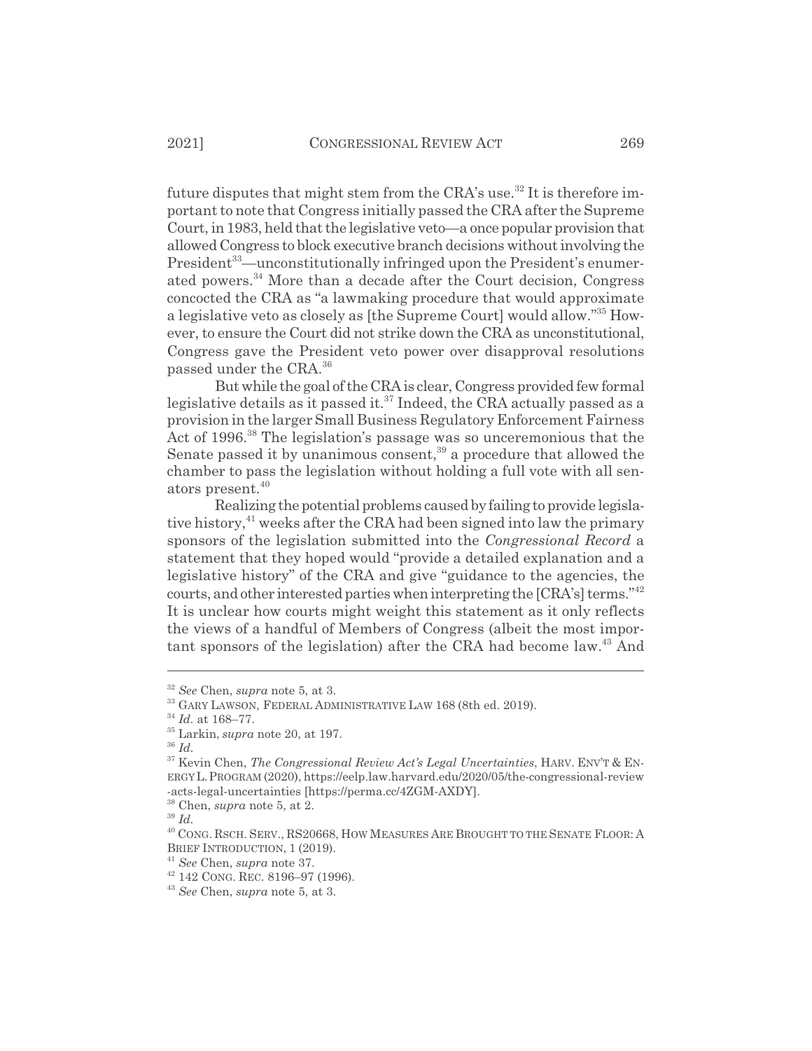future disputes that might stem from the CRA's use.[32] It is therefore important to note that Congress initially passed the CRA after the Supreme Court, in 1983, held that the legislative veto—a once popular provision that allowed Congress to block executive branch decisions without involving the President[33]—unconstitutionally infringed upon the President's enumerated powers.[34] More than a decade after the Court decision, Congress concocted the CRA as "a lawmaking procedure that would approximate a legislative veto as closely as [the Supreme Court] would allow."[35] However, to ensure the Court did not strike down the CRA as unconstitutional, Congress gave the President veto power over disapproval resolutions passed under the CRA.[36]

But while the goal of the CRA is clear, Congress provided few formal legislative details as it passed it.[37] Indeed, the CRA actually passed as a provision in the larger Small Business Regulatory Enforcement Fairness Act of 1996.[38] The legislation's passage was so unceremonious that the Senate passed it by unanimous consent,[39] a procedure that allowed the chamber to pass the legislation without holding a full vote with all senators present.[40]

Realizing the potential problems caused by failing to provide legislative history,[41] weeks after the CRA had been signed into law the primary sponsors of the legislation submitted into the *Congressional Record* a statement that they hoped would "provide a detailed explanation and a legislative history" of the CRA and give "guidance to the agencies, the courts, and other interested parties when interpreting the [CRA's] terms."[42] It is unclear how courts might weight this statement as it only reflects the views of a handful of Members of Congress (albeit the most important sponsors of the legislation) after the CRA had become law.[43] And

---

[32] *See* Chen, *supra* note 5, at 3.

[33] GARY LAWSON, FEDERAL ADMINISTRATIVE LAW 168 (8th ed. 2019).

[34] *Id.* at 168–77.

[35] Larkin, *supra* note 20, at 197.

[36] *Id.*

[37] Kevin Chen, *The Congressional Review Act's Legal Uncertainties*, HARV. ENV'T & ENERGY L. PROGRAM (2020), https://eelp.law.harvard.edu/2020/05/the-congressional-review-acts-legal-uncertainties [https://perma.cc/4ZGM-AXDY].

[38] Chen, *supra* note 5, at 2.

[39] *Id.*

[40] CONG. RSCH. SERV., RS20668, HOW MEASURES ARE BROUGHT TO THE SENATE FLOOR: A BRIEF INTRODUCTION, 1 (2019).

[41] *See* Chen, *supra* note 37.

[42] 142 CONG. REC. 8196–97 (1996).

[43] *See* Chen, *supra* note 5, at 3.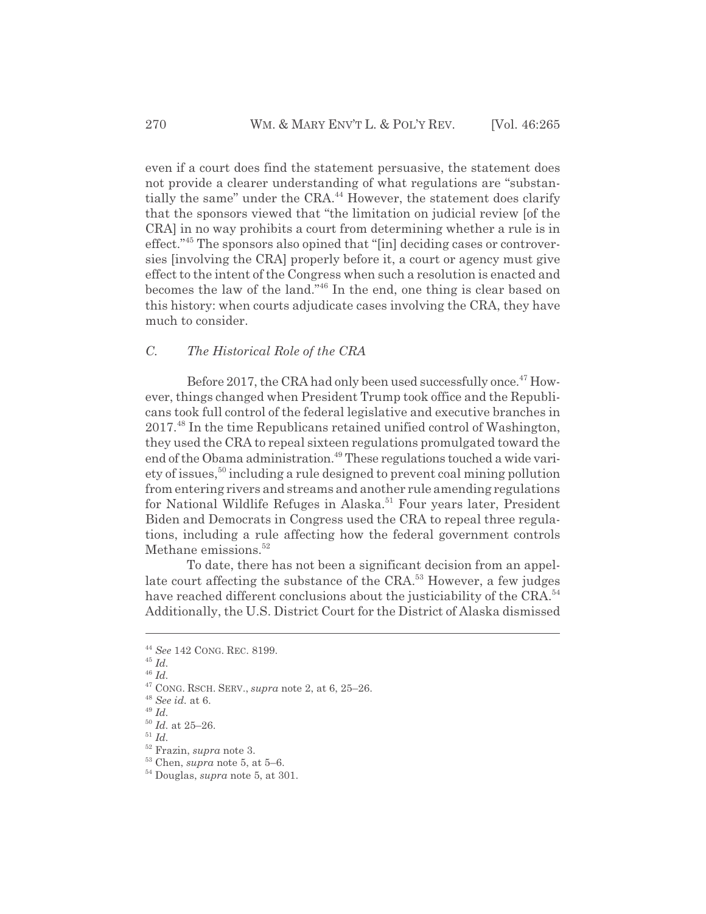even if a court does find the statement persuasive, the statement does not provide a clearer understanding of what regulations are "substantially the same" under the CRA.[44] However, the statement does clarify that the sponsors viewed that "the limitation on judicial review [of the CRA] in no way prohibits a court from determining whether a rule is in effect."[45] The sponsors also opined that "[in] deciding cases or controversies [involving the CRA] properly before it, a court or agency must give effect to the intent of the Congress when such a resolution is enacted and becomes the law of the land."[46] In the end, one thing is clear based on this history: when courts adjudicate cases involving the CRA, they have much to consider.

### *C. The Historical Role of the CRA*

Before 2017, the CRA had only been used successfully once.[47] However, things changed when President Trump took office and the Republicans took full control of the federal legislative and executive branches in 2017.[48] In the time Republicans retained unified control of Washington, they used the CRA to repeal sixteen regulations promulgated toward the end of the Obama administration.[49] These regulations touched a wide variety of issues,[50] including a rule designed to prevent coal mining pollution from entering rivers and streams and another rule amending regulations for National Wildlife Refuges in Alaska.[51] Four years later, President Biden and Democrats in Congress used the CRA to repeal three regulations, including a rule affecting how the federal government controls Methane emissions.[52]

To date, there has not been a significant decision from an appellate court affecting the substance of the CRA.[53] However, a few judges have reached different conclusions about the justiciability of the CRA.[54] Additionally, the U.S. District Court for the District of Alaska dismissed

---

[44] *See* 142 CONG. REC. 8199.

[45] *Id.*

[46] *Id.*

[47] CONG. RSCH. SERV., *supra* note 2, at 6, 25–26.

[48] *See id.* at 6.

[49] *Id.*

[50] *Id.* at 25–26.

[51] *Id.*

[52] Frazin, *supra* note 3.

[53] Chen, *supra* note 5, at 5–6.

[54] Douglas, *supra* note 5, at 301.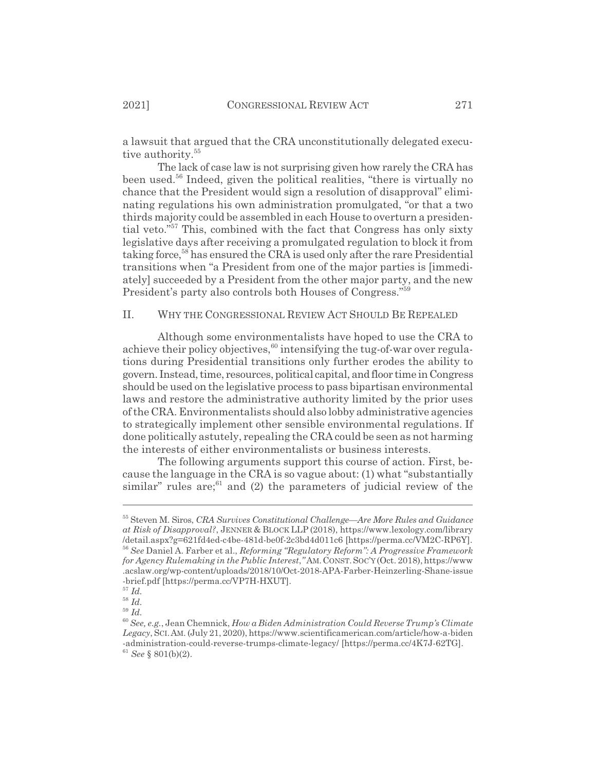a lawsuit that argued that the CRA unconstitutionally delegated executive authority.[55]

The lack of case law is not surprising given how rarely the CRA has been used.[56] Indeed, given the political realities, "there is virtually no chance that the President would sign a resolution of disapproval" eliminating regulations his own administration promulgated, "or that a two thirds majority could be assembled in each House to overturn a presidential veto."[57] This, combined with the fact that Congress has only sixty legislative days after receiving a promulgated regulation to block it from taking force,[58] has ensured the CRA is used only after the rare Presidential transitions when "a President from one of the major parties is [immediately] succeeded by a President from the other major party, and the new President's party also controls both Houses of Congress."[59]

## II. WHY THE CONGRESSIONAL REVIEW ACT SHOULD BE REPEALED

Although some environmentalists have hoped to use the CRA to achieve their policy objectives,[60] intensifying the tug-of-war over regulations during Presidential transitions only further erodes the ability to govern. Instead, time, resources, political capital, and floor time in Congress should be used on the legislative process to pass bipartisan environmental laws and restore the administrative authority limited by the prior uses of the CRA. Environmentalists should also lobby administrative agencies to strategically implement other sensible environmental regulations. If done politically astutely, repealing the CRA could be seen as not harming the interests of either environmentalists or business interests.

The following arguments support this course of action. First, because the language in the CRA is so vague about: (1) what "substantially similar" rules are;[61] and (2) the parameters of judicial review of the

---

[55] Steven M. Siros, *CRA Survives Constitutional Challenge—Are More Rules and Guidance at Risk of Disapproval?*, JENNER & BLOCK LLP (2018), https://www.lexology.com/library/detail.aspx?g=621fd4ed-c4be-481d-be0f-2c3bd4d011c6 [https://perma.cc/VM2C-RP6Y].

[56] *See* Daniel A. Farber et al., *Reforming "Regulatory Reform": A Progressive Framework for Agency Rulemaking in the Public Interest*," AM. CONST. SOC'Y (Oct. 2018), https://www.acslaw.org/wp-content/uploads/2018/10/Oct-2018-APA-Farber-Heinzerling-Shane-issue-brief.pdf [https://perma.cc/VP7H-HXUT].

[57] *Id.*

[58] *Id.*

[59] *Id.*

[60] *See, e.g.*, Jean Chemnick, *How a Biden Administration Could Reverse Trump's Climate Legacy*, SCI. AM. (July 21, 2020), https://www.scientificamerican.com/article/how-a-biden-administration-could-reverse-trumps-climate-legacy/ [https://perma.cc/4K7J-62TG].

[61] *See* § 801(b)(2).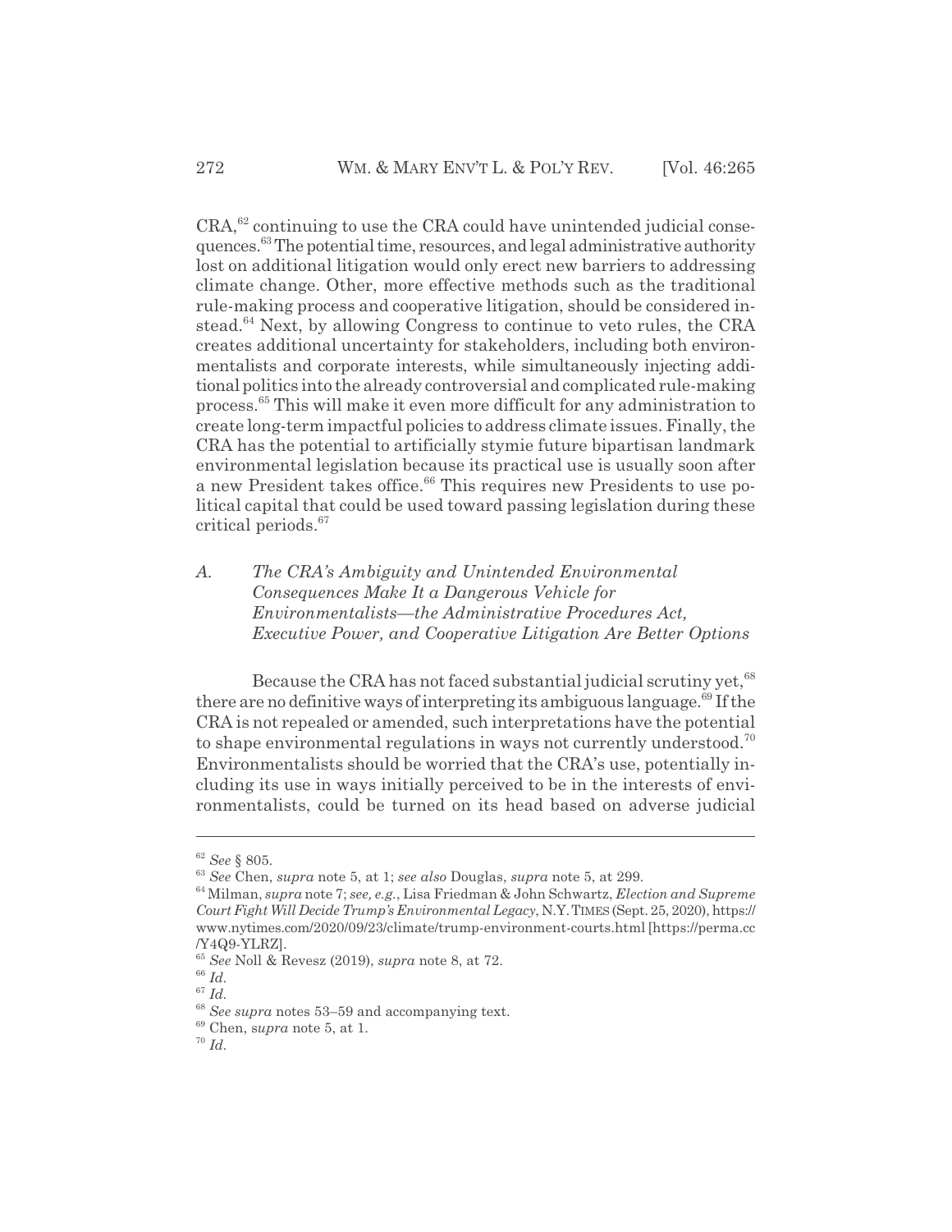CRA,[62] continuing to use the CRA could have unintended judicial consequences.[63] The potential time, resources, and legal administrative authority lost on additional litigation would only erect new barriers to addressing climate change. Other, more effective methods such as the traditional rule-making process and cooperative litigation, should be considered instead.[64] Next, by allowing Congress to continue to veto rules, the CRA creates additional uncertainty for stakeholders, including both environmentalists and corporate interests, while simultaneously injecting additional politics into the already controversial and complicated rule-making process.[65] This will make it even more difficult for any administration to create long-term impactful policies to address climate issues. Finally, the CRA has the potential to artificially stymie future bipartisan landmark environmental legislation because its practical use is usually soon after a new President takes office.[66] This requires new Presidents to use political capital that could be used toward passing legislation during these critical periods.[67]

### *A. The CRA's Ambiguity and Unintended Environmental Consequences Make It a Dangerous Vehicle for Environmentalists—the Administrative Procedures Act, Executive Power, and Cooperative Litigation Are Better Options*

Because the CRA has not faced substantial judicial scrutiny yet,[68] there are no definitive ways of interpreting its ambiguous language.[69] If the CRA is not repealed or amended, such interpretations have the potential to shape environmental regulations in ways not currently understood.[70] Environmentalists should be worried that the CRA's use, potentially including its use in ways initially perceived to be in the interests of environmentalists, could be turned on its head based on adverse judicial

---

[62] *See* § 805.

[63] *See* Chen, *supra* note 5, at 1; *see also* Douglas, *supra* note 5, at 299.

[64] Milman, *supra* note 7; *see, e.g.*, Lisa Friedman & John Schwartz, *Election and Supreme Court Fight Will Decide Trump's Environmental Legacy*, N.Y. TIMES (Sept. 25, 2020), https://www.nytimes.com/2020/09/23/climate/trump-environment-courts.html [https://perma.cc/Y4Q9-YLRZ].

[65] *See* Noll & Revesz (2019), *supra* note 8, at 72.

[66] *Id.*

[67] *Id.*

[68] *See supra* notes 53–59 and accompanying text.

[69] Chen, *supra* note 5, at 1.

[70] *Id.*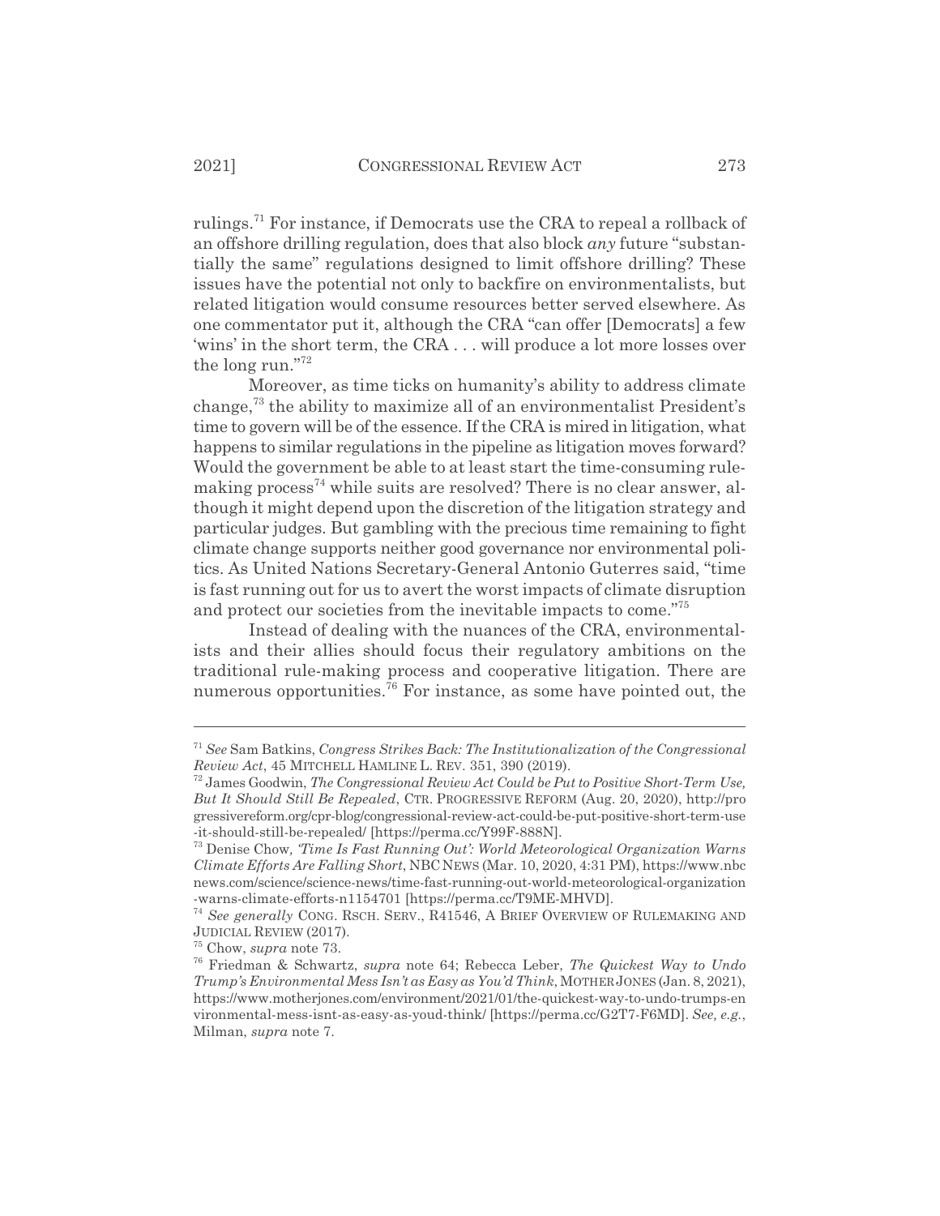rulings.[71] For instance, if Democrats use the CRA to repeal a rollback of an offshore drilling regulation, does that also block *any* future "substantially the same" regulations designed to limit offshore drilling? These issues have the potential not only to backfire on environmentalists, but related litigation would consume resources better served elsewhere. As one commentator put it, although the CRA "can offer [Democrats] a few 'wins' in the short term, the CRA . . . will produce a lot more losses over the long run."[72]

Moreover, as time ticks on humanity's ability to address climate change,[73] the ability to maximize all of an environmentalist President's time to govern will be of the essence. If the CRA is mired in litigation, what happens to similar regulations in the pipeline as litigation moves forward? Would the government be able to at least start the time-consuming rule-making process[74] while suits are resolved? There is no clear answer, although it might depend upon the discretion of the litigation strategy and particular judges. But gambling with the precious time remaining to fight climate change supports neither good governance nor environmental politics. As United Nations Secretary-General Antonio Guterres said, "time is fast running out for us to avert the worst impacts of climate disruption and protect our societies from the inevitable impacts to come."[75]

Instead of dealing with the nuances of the CRA, environmentalists and their allies should focus their regulatory ambitions on the traditional rule-making process and cooperative litigation. There are numerous opportunities.[76] For instance, as some have pointed out, the

---

[71] *See* Sam Batkins, *Congress Strikes Back: The Institutionalization of the Congressional Review Act*, 45 MITCHELL HAMLINE L. REV. 351, 390 (2019).

[72] James Goodwin, *The Congressional Review Act Could be Put to Positive Short-Term Use, But It Should Still Be Repealed*, CTR. PROGRESSIVE REFORM (Aug. 20, 2020), http://progressivereform.org/cpr-blog/congressional-review-act-could-be-put-positive-short-term-use-it-should-still-be-repealed/ [https://perma.cc/Y99F-888N].

[73] Denise Chow, *'Time Is Fast Running Out': World Meteorological Organization Warns Climate Efforts Are Falling Short*, NBC NEWS (Mar. 10, 2020, 4:31 PM), https://www.nbcnews.com/science/science-news/time-fast-running-out-world-meteorological-organization-warns-climate-efforts-n1154701 [https://perma.cc/T9ME-MHVD].

[74] *See generally* CONG. RSCH. SERV., R41546, A BRIEF OVERVIEW OF RULEMAKING AND JUDICIAL REVIEW (2017).

[75] Chow, *supra* note 73.

[76] Friedman & Schwartz, *supra* note 64; Rebecca Leber, *The Quickest Way to Undo Trump's Environmental Mess Isn't as Easy as You'd Think*, MOTHER JONES (Jan. 8, 2021), https://www.motherjones.com/environment/2021/01/the-quickest-way-to-undo-trumps-environmental-mess-isnt-as-easy-as-youd-think/ [https://perma.cc/G2T7-F6MD]. *See, e.g.*, Milman, *supra* note 7.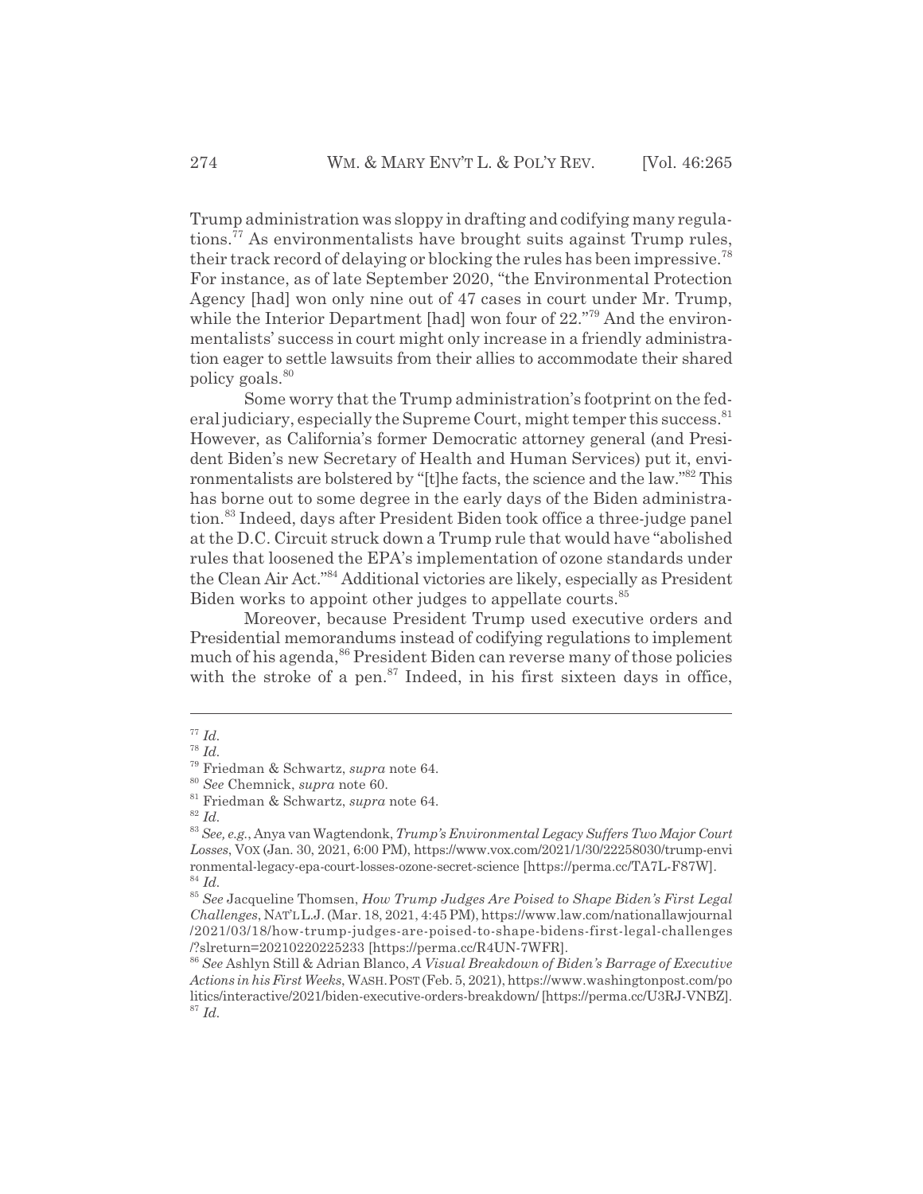Trump administration was sloppy in drafting and codifying many regulations.[77] As environmentalists have brought suits against Trump rules, their track record of delaying or blocking the rules has been impressive.[78] For instance, as of late September 2020, "the Environmental Protection Agency [had] won only nine out of 47 cases in court under Mr. Trump, while the Interior Department [had] won four of 22."[79] And the environmentalists' success in court might only increase in a friendly administration eager to settle lawsuits from their allies to accommodate their shared policy goals.[80]

Some worry that the Trump administration's footprint on the federal judiciary, especially the Supreme Court, might temper this success.[81] However, as California's former Democratic attorney general (and President Biden's new Secretary of Health and Human Services) put it, environmentalists are bolstered by "[t]he facts, the science and the law."[82] This has borne out to some degree in the early days of the Biden administration.[83] Indeed, days after President Biden took office a three-judge panel at the D.C. Circuit struck down a Trump rule that would have "abolished rules that loosened the EPA's implementation of ozone standards under the Clean Air Act."[84] Additional victories are likely, especially as President Biden works to appoint other judges to appellate courts.[85]

Moreover, because President Trump used executive orders and Presidential memorandums instead of codifying regulations to implement much of his agenda,[86] President Biden can reverse many of those policies with the stroke of a pen.[87] Indeed, in his first sixteen days in office,

---

[77] *Id.*

[78] *Id.*

[79] Friedman & Schwartz, *supra* note 64.

[80] *See* Chemnick, *supra* note 60.

[81] Friedman & Schwartz, *supra* note 64.

[82] *Id.*

[83] *See, e.g.*, Anya van Wagtendonk, *Trump's Environmental Legacy Suffers Two Major Court Losses*, VOX (Jan. 30, 2021, 6:00 PM), https://www.vox.com/2021/1/30/22258030/trump-environmental-legacy-epa-court-losses-ozone-secret-science [https://perma.cc/TA7L-F87W].

[84] *Id.*

[85] *See* Jacqueline Thomsen, *How Trump Judges Are Poised to Shape Biden's First Legal Challenges*, NAT'L L.J. (Mar. 18, 2021, 4:45 PM), https://www.law.com/nationallawjournal/2021/03/18/how-trump-judges-are-poised-to-shape-bidens-first-legal-challenges/?slreturn=20210220225233 [https://perma.cc/R4UN-7WFR].

[86] *See* Ashlyn Still & Adrian Blanco, *A Visual Breakdown of Biden's Barrage of Executive Actions in his First Weeks*, WASH. POST (Feb. 5, 2021), https://www.washingtonpost.com/politics/interactive/2021/biden-executive-orders-breakdown/ [https://perma.cc/U3RJ-VNBZ].

[87] *Id.*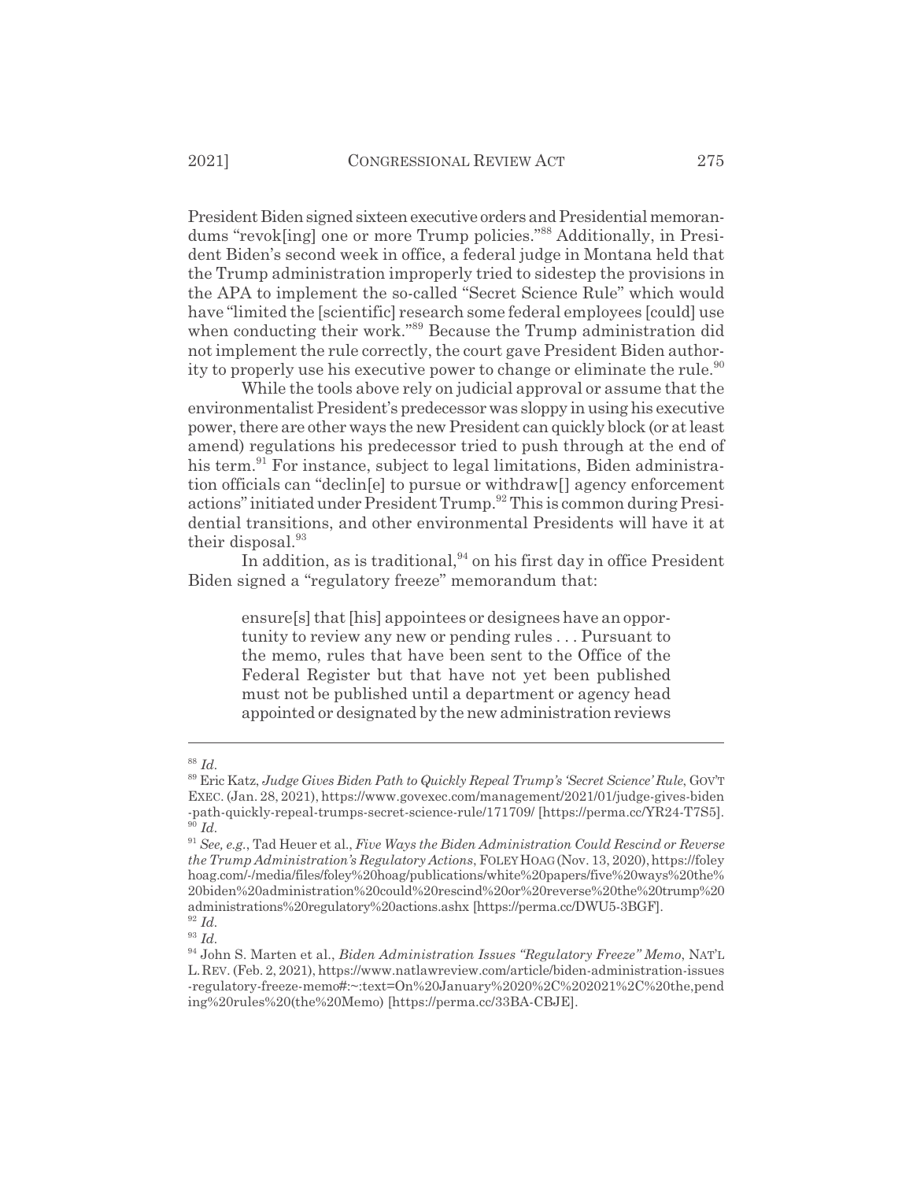President Biden signed sixteen executive orders and Presidential memorandums "revok[ing] one or more Trump policies."[88] Additionally, in President Biden's second week in office, a federal judge in Montana held that the Trump administration improperly tried to sidestep the provisions in the APA to implement the so-called "Secret Science Rule" which would have "limited the [scientific] research some federal employees [could] use when conducting their work."[89] Because the Trump administration did not implement the rule correctly, the court gave President Biden authority to properly use his executive power to change or eliminate the rule.[90]

While the tools above rely on judicial approval or assume that the environmentalist President's predecessor was sloppy in using his executive power, there are other ways the new President can quickly block (or at least amend) regulations his predecessor tried to push through at the end of his term.[91] For instance, subject to legal limitations, Biden administration officials can "declin[e] to pursue or withdraw[] agency enforcement actions" initiated under President Trump.[92] This is common during Presidential transitions, and other environmental Presidents will have it at their disposal.[93]

In addition, as is traditional,[94] on his first day in office President Biden signed a "regulatory freeze" memorandum that:

> ensure[s] that [his] appointees or designees have an opportunity to review any new or pending rules . . . Pursuant to the memo, rules that have been sent to the Office of the Federal Register but that have not yet been published must not be published until a department or agency head appointed or designated by the new administration reviews

---

[88] *Id.*

[89] Eric Katz, *Judge Gives Biden Path to Quickly Repeal Trump's 'Secret Science' Rule*, GOV'T EXEC. (Jan. 28, 2021), https://www.govexec.com/management/2021/01/judge-gives-biden-path-quickly-repeal-trumps-secret-science-rule/171709/ [https://perma.cc/YR24-T7S5].

[90] *Id.*

[91] *See, e.g.*, Tad Heuer et al., *Five Ways the Biden Administration Could Rescind or Reverse the Trump Administration's Regulatory Actions*, FOLEY HOAG (Nov. 13, 2020), https://foleyhoag.com/-/media/files/foley%20hoag/publications/white%20papers/five%20ways%20the%20biden%20administration%20could%20rescind%20or%20reverse%20the%20trump%20administrations%20regulatory%20actions.ashx [https://perma.cc/DWU5-3BGF].

[92] *Id.*

[93] *Id.*

[94] John S. Marten et al., *Biden Administration Issues "Regulatory Freeze" Memo*, NAT'L L. REV. (Feb. 2, 2021), https://www.natlawreview.com/article/biden-administration-issues-regulatory-freeze-memo#:~:text=On%20January%2020%2C%202021%2C%20the,pending%20rules%20(the%20Memo) [https://perma.cc/33BA-CBJE].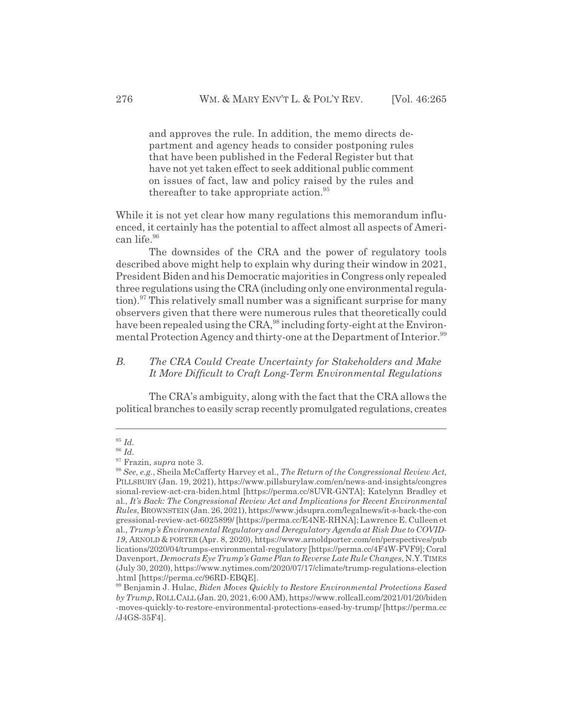> and approves the rule. In addition, the memo directs department and agency heads to consider postponing rules that have been published in the Federal Register but that have not yet taken effect to seek additional public comment on issues of fact, law and policy raised by the rules and thereafter to take appropriate action.[95]

While it is not yet clear how many regulations this memorandum influenced, it certainly has the potential to affect almost all aspects of American life.[96]

The downsides of the CRA and the power of regulatory tools described above might help to explain why during their window in 2021, President Biden and his Democratic majorities in Congress only repealed three regulations using the CRA (including only one environmental regulation).[97] This relatively small number was a significant surprise for many observers given that there were numerous rules that theoretically could have been repealed using the CRA,[98] including forty-eight at the Environmental Protection Agency and thirty-one at the Department of Interior.[99]

### *B. The CRA Could Create Uncertainty for Stakeholders and Make It More Difficult to Craft Long-Term Environmental Regulations*

The CRA's ambiguity, along with the fact that the CRA allows the political branches to easily scrap recently promulgated regulations, creates

---

[95] *Id.*

[96] *Id.*

[97] Frazin, *supra* note 3.

[98] *See, e.g.*, Sheila McCafferty Harvey et al., *The Return of the Congressional Review Act*, PILLSBURY (Jan. 19, 2021), https://www.pillsburylaw.com/en/news-and-insights/congressional-review-act-cra-biden.html [https://perma.cc/8UVR-GNTA]; Katelynn Bradley et al., *It's Back: The Congressional Review Act and Implications for Recent Environmental Rules*, BROWNSTEIN (Jan. 26, 2021), https://www.jdsupra.com/legalnews/it-s-back-the-congressional-review-act-6025899/ [https://perma.cc/E4NE-RHNA]; Lawrence E. Culleen et al., *Trump's Environmental Regulatory and Deregulatory Agenda at Risk Due to COVID-19*, ARNOLD & PORTER (Apr. 8, 2020), https://www.arnoldporter.com/en/perspectives/publications/2020/04/trumps-environmental-regulatory [https://perma.cc/4F4W-FVF9]; Coral Davenport, *Democrats Eye Trump's Game Plan to Reverse Late Rule Changes*, N.Y. TIMES (July 30, 2020), https://www.nytimes.com/2020/07/17/climate/trump-regulations-election.html [https://perma.cc/96RD-EBQE].

[99] Benjamin J. Hulac, *Biden Moves Quickly to Restore Environmental Protections Eased by Trump*, ROLL CALL (Jan. 20, 2021, 6:00 AM), https://www.rollcall.com/2021/01/20/biden-moves-quickly-to-restore-environmental-protections-eased-by-trump/ [https://perma.cc/J4GS-35F4].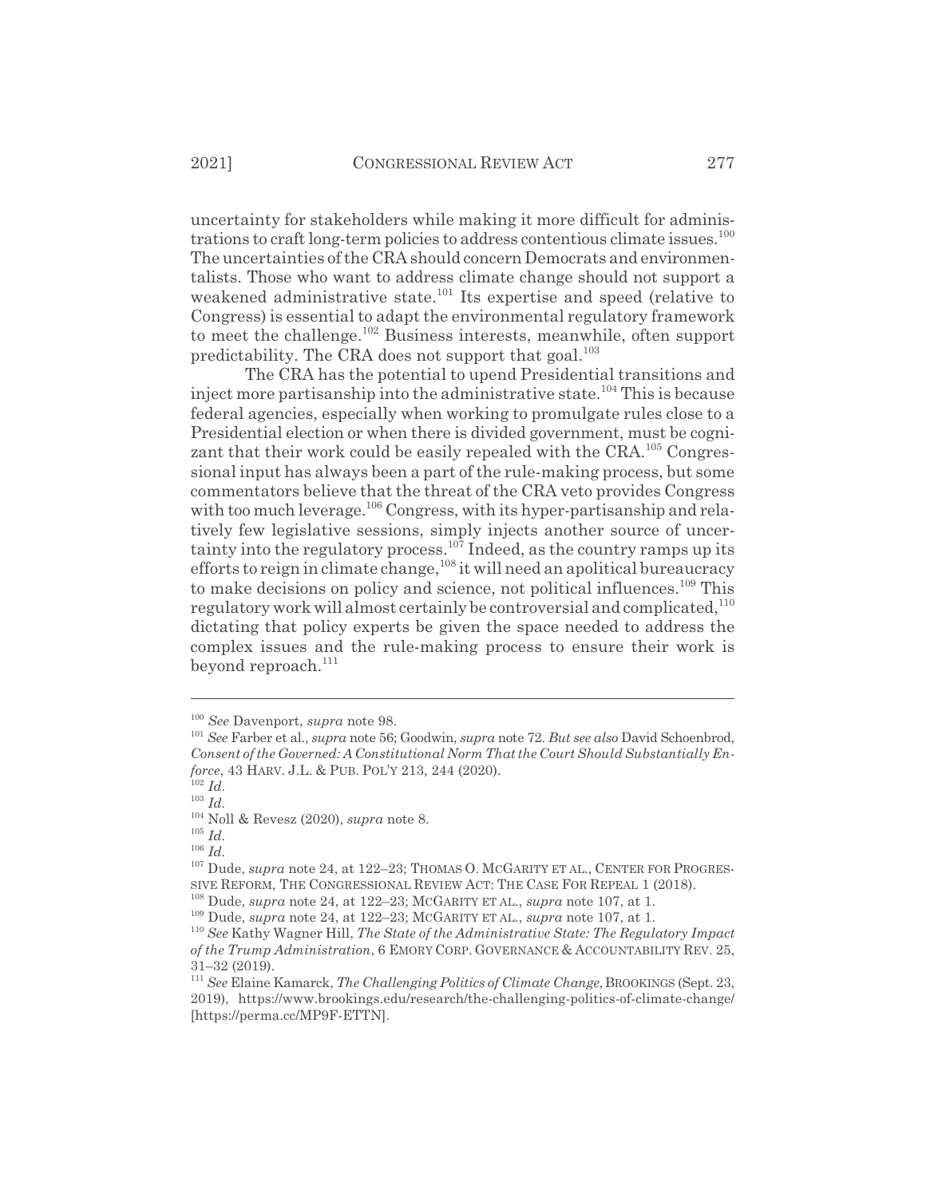uncertainty for stakeholders while making it more difficult for administrations to craft long-term policies to address contentious climate issues.[100] The uncertainties of the CRA should concern Democrats and environmentalists. Those who want to address climate change should not support a weakened administrative state.[101] Its expertise and speed (relative to Congress) is essential to adapt the environmental regulatory framework to meet the challenge.[102] Business interests, meanwhile, often support predictability. The CRA does not support that goal.[103]

The CRA has the potential to upend Presidential transitions and inject more partisanship into the administrative state.[104] This is because federal agencies, especially when working to promulgate rules close to a Presidential election or when there is divided government, must be cognizant that their work could be easily repealed with the CRA.[105] Congressional input has always been a part of the rule-making process, but some commentators believe that the threat of the CRA veto provides Congress with too much leverage.[106] Congress, with its hyper-partisanship and relatively few legislative sessions, simply injects another source of uncertainty into the regulatory process.[107] Indeed, as the country ramps up its efforts to reign in climate change,[108] it will need an apolitical bureaucracy to make decisions on policy and science, not political influences.[109] This regulatory work will almost certainly be controversial and complicated,[110] dictating that policy experts be given the space needed to address the complex issues and the rule-making process to ensure their work is beyond reproach.[111]

---

[100] *See* Davenport, *supra* note 98.

[101] *See* Farber et al., *supra* note 56; Goodwin, *supra* note 72. *But see also* David Schoenbrod, *Consent of the Governed: A Constitutional Norm That the Court Should Substantially Enforce*, 43 HARV. J.L. & PUB. POL'Y 213, 244 (2020).

[102] *Id.*

[103] *Id.*

[104] Noll & Revesz (2020), *supra* note 8.

[105] *Id.*

[106] *Id.*

[107] Dude, *supra* note 24, at 122–23; THOMAS O. MCGARITY ET AL., CENTER FOR PROGRESSIVE REFORM, THE CONGRESSIONAL REVIEW ACT: THE CASE FOR REPEAL 1 (2018).

[108] Dude, *supra* note 24, at 122–23; MCGARITY ET AL., *supra* note 107, at 1.

[109] Dude, *supra* note 24, at 122–23; MCGARITY ET AL., *supra* note 107, at 1.

[110] *See* Kathy Wagner Hill, *The State of the Administrative State: The Regulatory Impact of the Trump Administration*, 6 EMORY CORP. GOVERNANCE & ACCOUNTABILITY REV. 25, 31–32 (2019).

[111] *See* Elaine Kamarck, *The Challenging Politics of Climate Change*, BROOKINGS (Sept. 23, 2019), https://www.brookings.edu/research/the-challenging-politics-of-climate-change/ [https://perma.cc/MP9F-ETTN].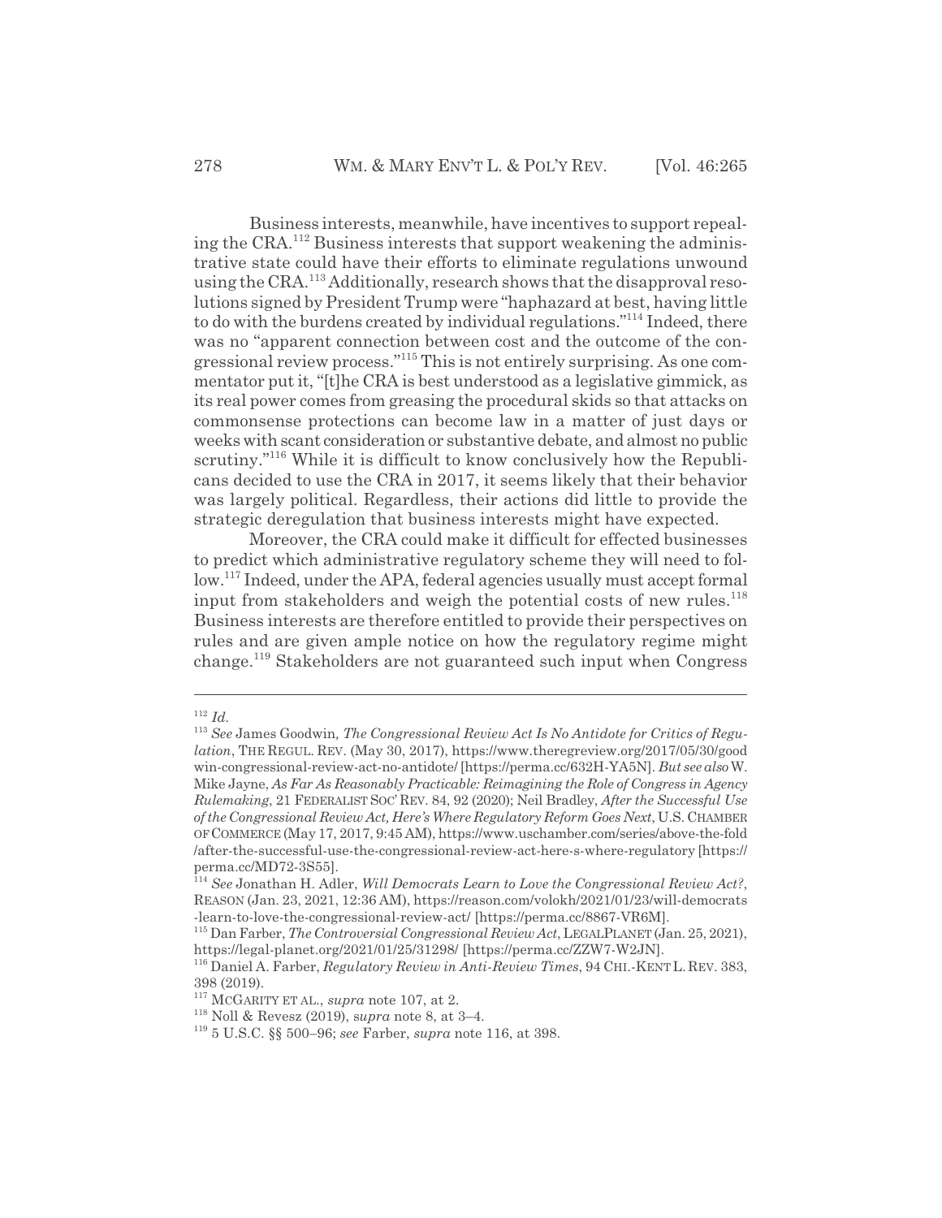Business interests, meanwhile, have incentives to support repealing the CRA.[112] Business interests that support weakening the administrative state could have their efforts to eliminate regulations unwound using the CRA.[113] Additionally, research shows that the disapproval resolutions signed by President Trump were "haphazard at best, having little to do with the burdens created by individual regulations."[114] Indeed, there was no "apparent connection between cost and the outcome of the congressional review process."[115] This is not entirely surprising. As one commentator put it, "[t]he CRA is best understood as a legislative gimmick, as its real power comes from greasing the procedural skids so that attacks on commonsense protections can become law in a matter of just days or weeks with scant consideration or substantive debate, and almost no public scrutiny."[116] While it is difficult to know conclusively how the Republicans decided to use the CRA in 2017, it seems likely that their behavior was largely political. Regardless, their actions did little to provide the strategic deregulation that business interests might have expected.

Moreover, the CRA could make it difficult for effected businesses to predict which administrative regulatory scheme they will need to follow.[117] Indeed, under the APA, federal agencies usually must accept formal input from stakeholders and weigh the potential costs of new rules.[118] Business interests are therefore entitled to provide their perspectives on rules and are given ample notice on how the regulatory regime might change.[119] Stakeholders are not guaranteed such input when Congress

---

[112] *Id.*

[113] *See* James Goodwin, *The Congressional Review Act Is No Antidote for Critics of Regulation*, THE REGUL. REV. (May 30, 2017), https://www.theregreview.org/2017/05/30/goodwin-congressional-review-act-no-antidote/ [https://perma.cc/632H-YA5N]. *But see also* W. Mike Jayne, *As Far As Reasonably Practicable: Reimagining the Role of Congress in Agency Rulemaking*, 21 FEDERALIST SOC'REV. 84, 92 (2020); Neil Bradley, *After the Successful Use of the Congressional Review Act, Here's Where Regulatory Reform Goes Next*, U.S. CHAMBER OF COMMERCE (May 17, 2017, 9:45 AM), https://www.uschamber.com/series/above-the-fold/after-the-successful-use-the-congressional-review-act-here-s-where-regulatory [https://perma.cc/MD72-3S55].

[114] *See* Jonathan H. Adler, *Will Democrats Learn to Love the Congressional Review Act?*, REASON (Jan. 23, 2021, 12:36 AM), https://reason.com/volokh/2021/01/23/will-democrats-learn-to-love-the-congressional-review-act/ [https://perma.cc/8867-VR6M].

[115] Dan Farber, *The Controversial Congressional Review Act*, LEGALPLANET (Jan. 25, 2021), https://legal-planet.org/2021/01/25/31298/ [https://perma.cc/ZZW7-W2JN].

[116] Daniel A. Farber, *Regulatory Review in Anti-Review Times*, 94 CHI.-KENT L. REV. 383, 398 (2019).

[117] MCGARITY ET AL., *supra* note 107, at 2.

[118] Noll & Revesz (2019), *supra* note 8, at 3–4.

[119] 5 U.S.C. §§ 500–96; *see* Farber, *supra* note 116, at 398.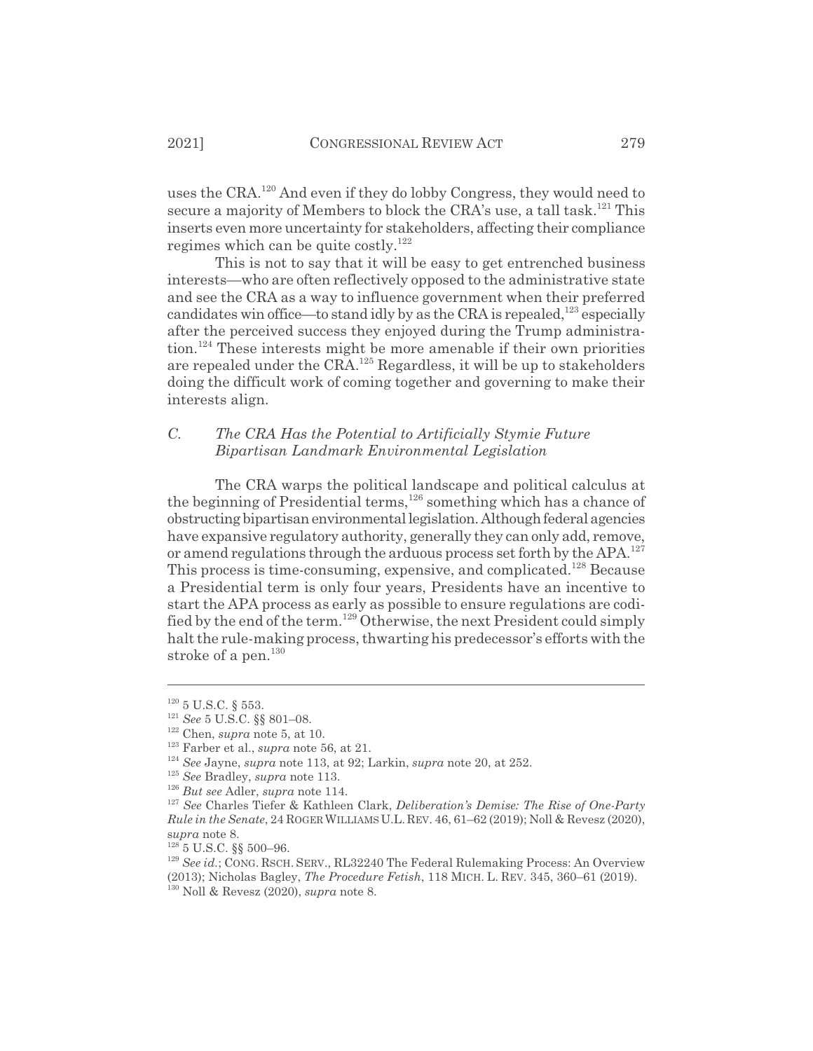uses the CRA.[120] And even if they do lobby Congress, they would need to secure a majority of Members to block the CRA's use, a tall task.[121] This inserts even more uncertainty for stakeholders, affecting their compliance regimes which can be quite costly.[122]

This is not to say that it will be easy to get entrenched business interests—who are often reflectively opposed to the administrative state and see the CRA as a way to influence government when their preferred candidates win office—to stand idly by as the CRA is repealed,[123] especially after the perceived success they enjoyed during the Trump administration.[124] These interests might be more amenable if their own priorities are repealed under the CRA.[125] Regardless, it will be up to stakeholders doing the difficult work of coming together and governing to make their interests align.

### *C. The CRA Has the Potential to Artificially Stymie Future Bipartisan Landmark Environmental Legislation*

The CRA warps the political landscape and political calculus at the beginning of Presidential terms,[126] something which has a chance of obstructing bipartisan environmental legislation. Although federal agencies have expansive regulatory authority, generally they can only add, remove, or amend regulations through the arduous process set forth by the APA.[127] This process is time-consuming, expensive, and complicated.[128] Because a Presidential term is only four years, Presidents have an incentive to start the APA process as early as possible to ensure regulations are codified by the end of the term.[129] Otherwise, the next President could simply halt the rule-making process, thwarting his predecessor's efforts with the stroke of a pen.[130]

---

[120] 5 U.S.C. § 553.

[121] *See* 5 U.S.C. §§ 801–08.

[122] Chen, *supra* note 5, at 10.

[123] Farber et al., *supra* note 56, at 21.

[124] *See* Jayne, *supra* note 113, at 92; Larkin, *supra* note 20, at 252.

[125] *See* Bradley, *supra* note 113.

[126] *But see* Adler, *supra* note 114.

[127] *See* Charles Tiefer & Kathleen Clark, *Deliberation's Demise: The Rise of One-Party Rule in the Senate*, 24 ROGER WILLIAMS U.L. REV. 46, 61–62 (2019); Noll & Revesz (2020), *supra* note 8.

[128] 5 U.S.C. §§ 500–96.

[129] *See id.*; CONG. RSCH. SERV., RL32240 The Federal Rulemaking Process: An Overview (2013); Nicholas Bagley, *The Procedure Fetish*, 118 MICH. L. REV. 345, 360–61 (2019).

[130] Noll & Revesz (2020), *supra* note 8.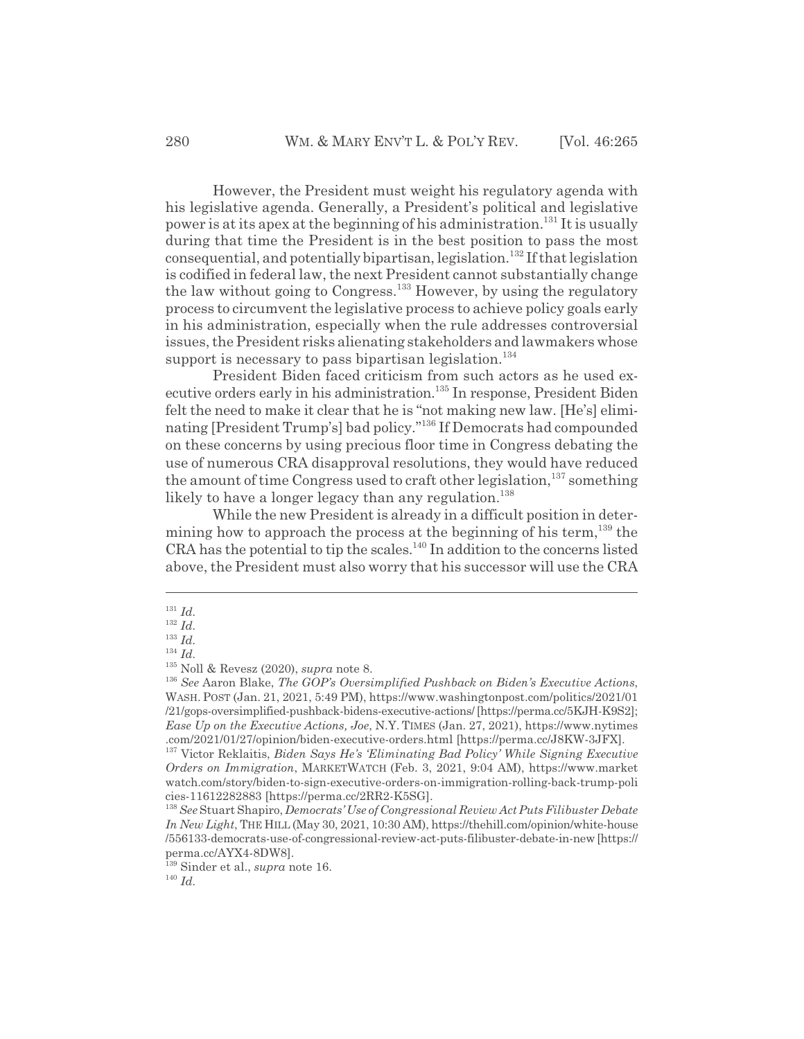However, the President must weight his regulatory agenda with his legislative agenda. Generally, a President's political and legislative power is at its apex at the beginning of his administration.[131] It is usually during that time the President is in the best position to pass the most consequential, and potentially bipartisan, legislation.[132] If that legislation is codified in federal law, the next President cannot substantially change the law without going to Congress.[133] However, by using the regulatory process to circumvent the legislative process to achieve policy goals early in his administration, especially when the rule addresses controversial issues, the President risks alienating stakeholders and lawmakers whose support is necessary to pass bipartisan legislation.[134]

President Biden faced criticism from such actors as he used executive orders early in his administration.[135] In response, President Biden felt the need to make it clear that he is "not making new law. [He's] eliminating [President Trump's] bad policy."[136] If Democrats had compounded on these concerns by using precious floor time in Congress debating the use of numerous CRA disapproval resolutions, they would have reduced the amount of time Congress used to craft other legislation,[137] something likely to have a longer legacy than any regulation.[138]

While the new President is already in a difficult position in determining how to approach the process at the beginning of his term,[139] the CRA has the potential to tip the scales.[140] In addition to the concerns listed above, the President must also worry that his successor will use the CRA

---

[131] *Id.*

[132] *Id.*

[133] *Id.*

[134] *Id.*

[135] Noll & Revesz (2020), *supra* note 8.

[136] *See* Aaron Blake, *The GOP's Oversimplified Pushback on Biden's Executive Actions*, WASH. POST (Jan. 21, 2021, 5:49 PM), https://www.washingtonpost.com/politics/2021/01/21/gops-oversimplified-pushback-bidens-executive-actions/ [https://perma.cc/5KJH-K9S2]; *Ease Up on the Executive Actions, Joe*, N.Y. TIMES (Jan. 27, 2021), https://www.nytimes.com/2021/01/27/opinion/biden-executive-orders.html [https://perma.cc/J8KW-3JFX].

[137] Victor Reklaitis, *Biden Says He's 'Eliminating Bad Policy' While Signing Executive Orders on Immigration*, MARKETWATCH (Feb. 3, 2021, 9:04 AM), https://www.marketwatch.com/story/biden-to-sign-executive-orders-on-immigration-rolling-back-trump-policies-11612282883 [https://perma.cc/2RR2-K5SG].

[138] *See* Stuart Shapiro, *Democrats' Use of Congressional Review Act Puts Filibuster Debate In New Light*, THE HILL (May 30, 2021, 10:30 AM), https://thehill.com/opinion/white-house/556133-democrats-use-of-congressional-review-act-puts-filibuster-debate-in-new [https://perma.cc/AYX4-8DW8].

[139] Sinder et al., *supra* note 16.

[140] *Id.*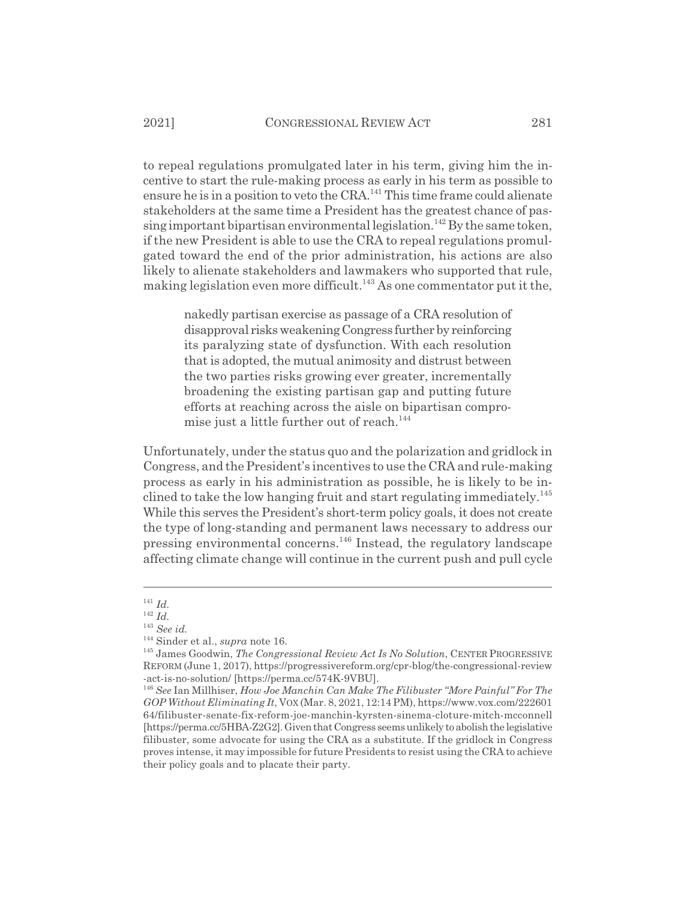to repeal regulations promulgated later in his term, giving him the incentive to start the rule-making process as early in his term as possible to ensure he is in a position to veto the CRA.[141] This time frame could alienate stakeholders at the same time a President has the greatest chance of passing important bipartisan environmental legislation.[142] By the same token, if the new President is able to use the CRA to repeal regulations promulgated toward the end of the prior administration, his actions are also likely to alienate stakeholders and lawmakers who supported that rule, making legislation even more difficult.[143] As one commentator put it the,

> nakedly partisan exercise as passage of a CRA resolution of disapproval risks weakening Congress further by reinforcing its paralyzing state of dysfunction. With each resolution that is adopted, the mutual animosity and distrust between the two parties risks growing ever greater, incrementally broadening the existing partisan gap and putting future efforts at reaching across the aisle on bipartisan compromise just a little further out of reach.[144]

Unfortunately, under the status quo and the polarization and gridlock in Congress, and the President's incentives to use the CRA and rule-making process as early in his administration as possible, he is likely to be inclined to take the low hanging fruit and start regulating immediately.[145] While this serves the President's short-term policy goals, it does not create the type of long-standing and permanent laws necessary to address our pressing environmental concerns.[146] Instead, the regulatory landscape affecting climate change will continue in the current push and pull cycle

---

[141] *Id.*

[142] *Id.*

[143] *See id.*

[144] Sinder et al., *supra* note 16.

[145] James Goodwin, *The Congressional Review Act Is No Solution*, CENTER PROGRESSIVE REFORM (June 1, 2017), https://progressivereform.org/cpr-blog/the-congressional-review-act-is-no-solution/ [https://perma.cc/574K-9VBU].

[146] *See* Ian Millhiser, *How Joe Manchin Can Make The Filibuster "More Painful" For The GOP Without Eliminating It*, VOX (Mar. 8, 2021, 12:14 PM), https://www.vox.com/22260164/filibuster-senate-fix-reform-joe-manchin-kyrsten-sinema-cloture-mitch-mcconnell [https://perma.cc/5HBA-Z2G2]. Given that Congress seems unlikely to abolish the legislative filibuster, some advocate for using the CRA as a substitute. If the gridlock in Congress proves intense, it may impossible for future Presidents to resist using the CRA to achieve their policy goals and to placate their party.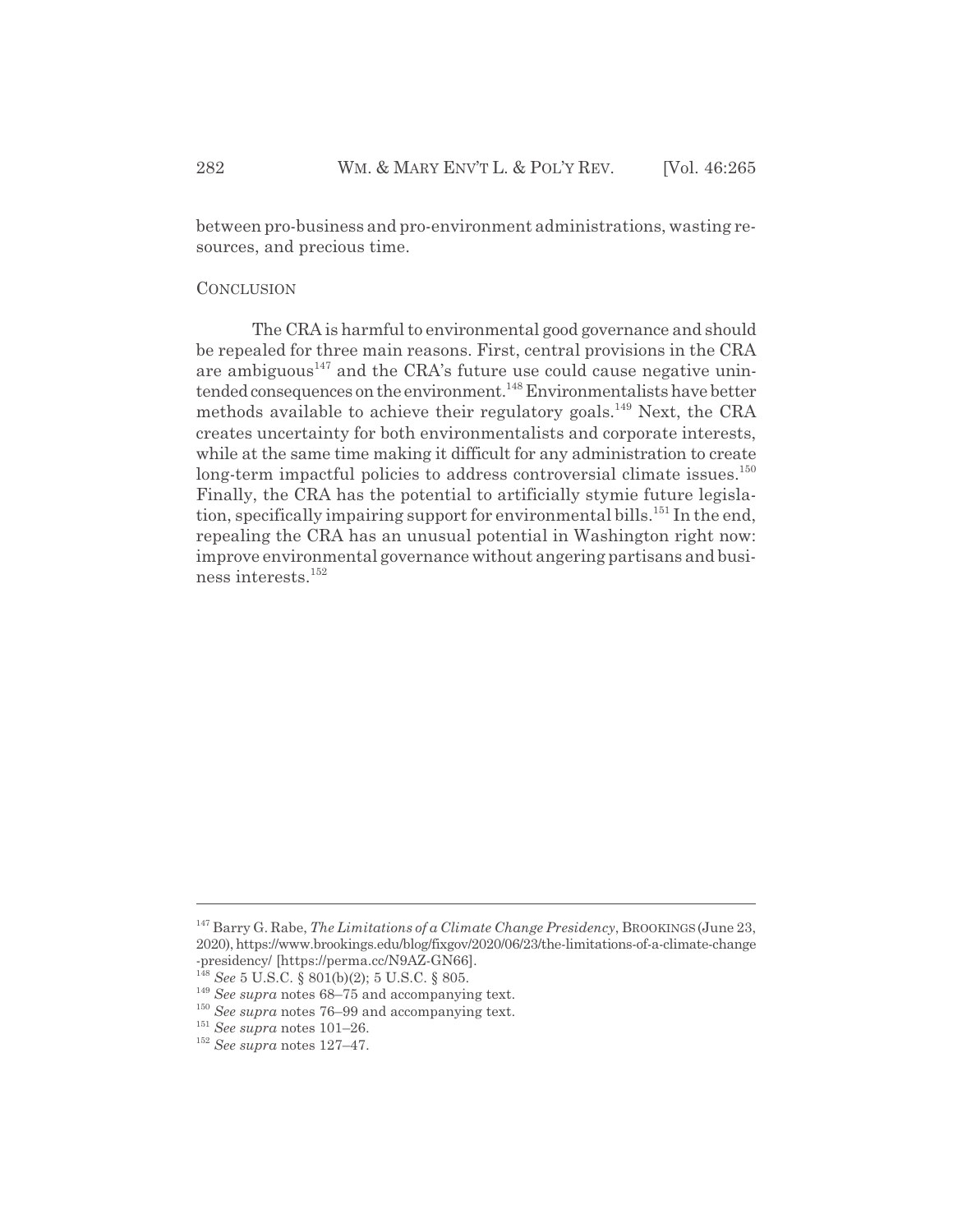between pro-business and pro-environment administrations, wasting resources, and precious time.

## CONCLUSION

The CRA is harmful to environmental good governance and should be repealed for three main reasons. First, central provisions in the CRA are ambiguous[147] and the CRA's future use could cause negative unintended consequences on the environment.[148] Environmentalists have better methods available to achieve their regulatory goals.[149] Next, the CRA creates uncertainty for both environmentalists and corporate interests, while at the same time making it difficult for any administration to create long-term impactful policies to address controversial climate issues.[150] Finally, the CRA has the potential to artificially stymie future legislation, specifically impairing support for environmental bills.[151] In the end, repealing the CRA has an unusual potential in Washington right now: improve environmental governance without angering partisans and business interests.[152]

---

[147] Barry G. Rabe, *The Limitations of a Climate Change Presidency*, BROOKINGS (June 23, 2020), https://www.brookings.edu/blog/fixgov/2020/06/23/the-limitations-of-a-climate-change-presidency/ [https://perma.cc/N9AZ-GN66].

[148] *See* 5 U.S.C. § 801(b)(2); 5 U.S.C. § 805.

[149] *See supra* notes 68–75 and accompanying text.

[150] *See supra* notes 76–99 and accompanying text.

[151] *See supra* notes 101–26.

[152] *See supra* notes 127–47.